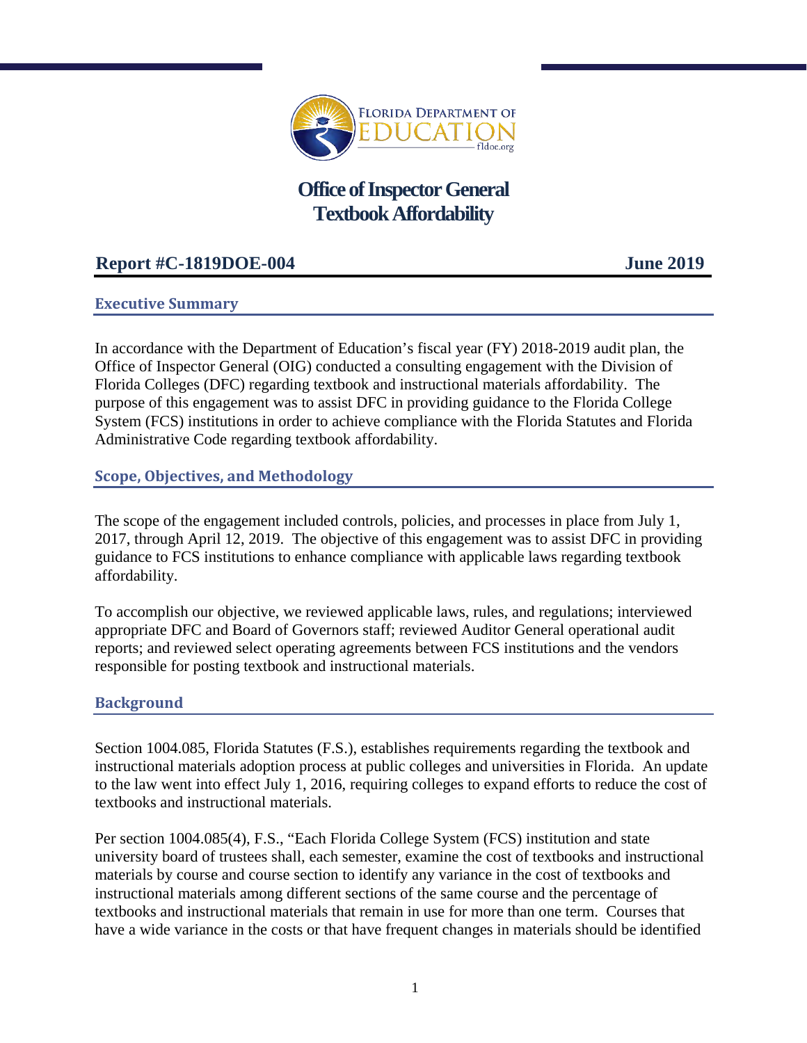# Office of Inspector General
# Textbook Affordability

**Report #C-1819DOE-004** **June 2019**

## Executive Summary

In accordance with the Department of Education's fiscal year (FY) 2018-2019 audit plan, the Office of Inspector General (OIG) conducted a consulting engagement with the Division of Florida Colleges (DFC) regarding textbook and instructional materials affordability. The purpose of this engagement was to assist DFC in providing guidance to the Florida College System (FCS) institutions in order to achieve compliance with the Florida Statutes and Florida Administrative Code regarding textbook affordability.

## Scope, Objectives, and Methodology

The scope of the engagement included controls, policies, and processes in place from July 1, 2017, through April 12, 2019. The objective of this engagement was to assist DFC in providing guidance to FCS institutions to enhance compliance with applicable laws regarding textbook affordability.

To accomplish our objective, we reviewed applicable laws, rules, and regulations; interviewed appropriate DFC and Board of Governors staff; reviewed Auditor General operational audit reports; and reviewed select operating agreements between FCS institutions and the vendors responsible for posting textbook and instructional materials.

## Background

Section 1004.085, Florida Statutes (F.S.), establishes requirements regarding the textbook and instructional materials adoption process at public colleges and universities in Florida. An update to the law went into effect July 1, 2016, requiring colleges to expand efforts to reduce the cost of textbooks and instructional materials.

Per section 1004.085(4), F.S., "Each Florida College System (FCS) institution and state university board of trustees shall, each semester, examine the cost of textbooks and instructional materials by course and course section to identify any variance in the cost of textbooks and instructional materials among different sections of the same course and the percentage of textbooks and instructional materials that remain in use for more than one term. Courses that have a wide variance in the costs or that have frequent changes in materials should be identified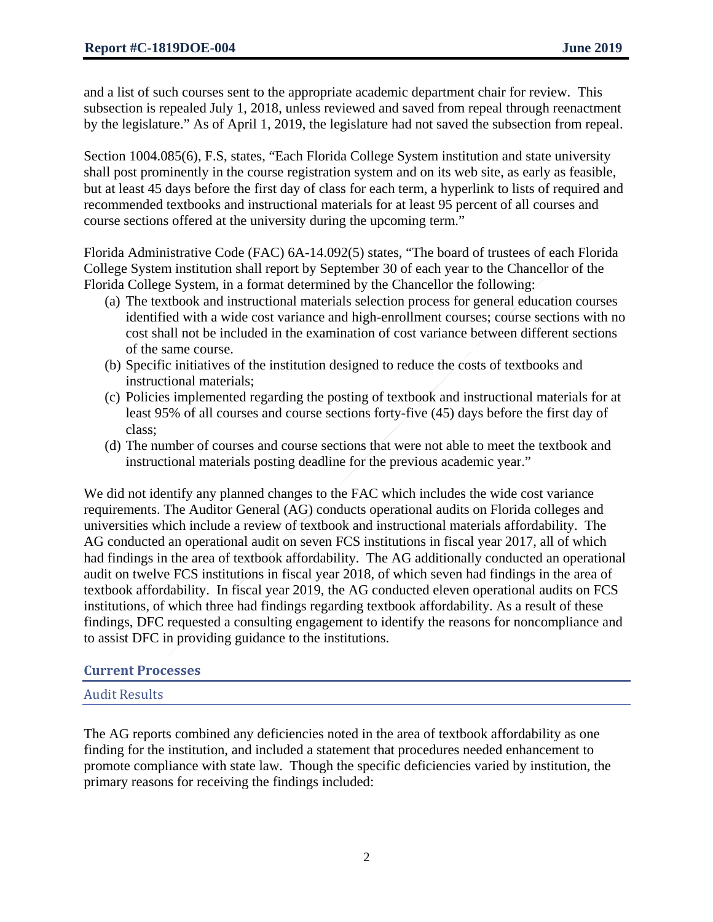and a list of such courses sent to the appropriate academic department chair for review. This subsection is repealed July 1, 2018, unless reviewed and saved from repeal through reenactment by the legislature." As of April 1, 2019, the legislature had not saved the subsection from repeal.

Section 1004.085(6), F.S, states, "Each Florida College System institution and state university shall post prominently in the course registration system and on its web site, as early as feasible, but at least 45 days before the first day of class for each term, a hyperlink to lists of required and recommended textbooks and instructional materials for at least 95 percent of all courses and course sections offered at the university during the upcoming term."

Florida Administrative Code (FAC) 6A-14.092(5) states, "The board of trustees of each Florida College System institution shall report by September 30 of each year to the Chancellor of the Florida College System, in a format determined by the Chancellor the following:

(a) The textbook and instructional materials selection process for general education courses identified with a wide cost variance and high-enrollment courses; course sections with no cost shall not be included in the examination of cost variance between different sections of the same course.
(b) Specific initiatives of the institution designed to reduce the costs of textbooks and instructional materials;
(c) Policies implemented regarding the posting of textbook and instructional materials for at least 95% of all courses and course sections forty-five (45) days before the first day of class;
(d) The number of courses and course sections that were not able to meet the textbook and instructional materials posting deadline for the previous academic year."

We did not identify any planned changes to the FAC which includes the wide cost variance requirements. The Auditor General (AG) conducts operational audits on Florida colleges and universities which include a review of textbook and instructional materials affordability. The AG conducted an operational audit on seven FCS institutions in fiscal year 2017, all of which had findings in the area of textbook affordability. The AG additionally conducted an operational audit on twelve FCS institutions in fiscal year 2018, of which seven had findings in the area of textbook affordability. In fiscal year 2019, the AG conducted eleven operational audits on FCS institutions, of which three had findings regarding textbook affordability. As a result of these findings, DFC requested a consulting engagement to identify the reasons for noncompliance and to assist DFC in providing guidance to the institutions.

## Current Processes

### Audit Results

The AG reports combined any deficiencies noted in the area of textbook affordability as one finding for the institution, and included a statement that procedures needed enhancement to promote compliance with state law. Though the specific deficiencies varied by institution, the primary reasons for receiving the findings included: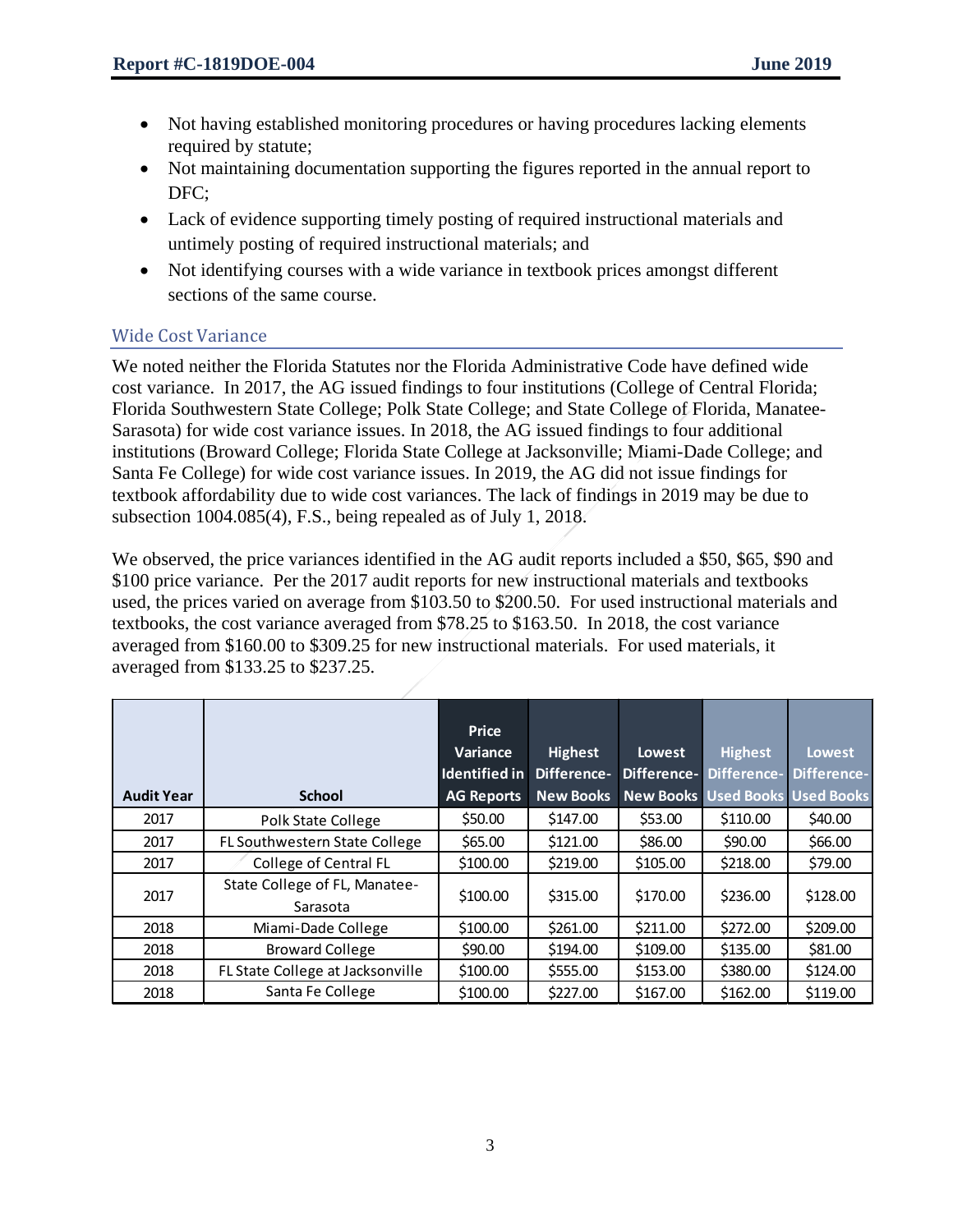- Not having established monitoring procedures or having procedures lacking elements required by statute;
- Not maintaining documentation supporting the figures reported in the annual report to DFC;
- Lack of evidence supporting timely posting of required instructional materials and untimely posting of required instructional materials; and
- Not identifying courses with a wide variance in textbook prices amongst different sections of the same course.

## Wide Cost Variance

We noted neither the Florida Statutes nor the Florida Administrative Code have defined wide cost variance. In 2017, the AG issued findings to four institutions (College of Central Florida; Florida Southwestern State College; Polk State College; and State College of Florida, Manatee-Sarasota) for wide cost variance issues. In 2018, the AG issued findings to four additional institutions (Broward College; Florida State College at Jacksonville; Miami-Dade College; and Santa Fe College) for wide cost variance issues. In 2019, the AG did not issue findings for textbook affordability due to wide cost variances. The lack of findings in 2019 may be due to subsection 1004.085(4), F.S., being repealed as of July 1, 2018.

We observed, the price variances identified in the AG audit reports included a $50, $65, $90 and $100 price variance. Per the 2017 audit reports for new instructional materials and textbooks used, the prices varied on average from $103.50 to $200.50. For used instructional materials and textbooks, the cost variance averaged from $78.25 to $163.50. In 2018, the cost variance averaged from $160.00 to $309.25 for new instructional materials. For used materials, it averaged from $133.25 to $237.25.

| Audit Year | School | Price Variance Identified in AG Reports | Highest Difference-New Books | Lowest Difference-New Books | Highest Difference-Used Books | Lowest Difference-Used Books |
|---|---|---|---|---|---|---|
| 2017 | Polk State College | $50.00 | $147.00 | $53.00 | $110.00 | $40.00 |
| 2017 | FL Southwestern State College | $65.00 | $121.00 | $86.00 | $90.00 | $66.00 |
| 2017 | College of Central FL | $100.00 | $219.00 | $105.00 | $218.00 | $79.00 |
| 2017 | State College of FL, Manatee-Sarasota | $100.00 | $315.00 | $170.00 | $236.00 | $128.00 |
| 2018 | Miami-Dade College | $100.00 | $261.00 | $211.00 | $272.00 | $209.00 |
| 2018 | Broward College | $90.00 | $194.00 | $109.00 | $135.00 | $81.00 |
| 2018 | FL State College at Jacksonville | $100.00 | $555.00 | $153.00 | $380.00 | $124.00 |
| 2018 | Santa Fe College | $100.00 | $227.00 | $167.00 | $162.00 | $119.00 |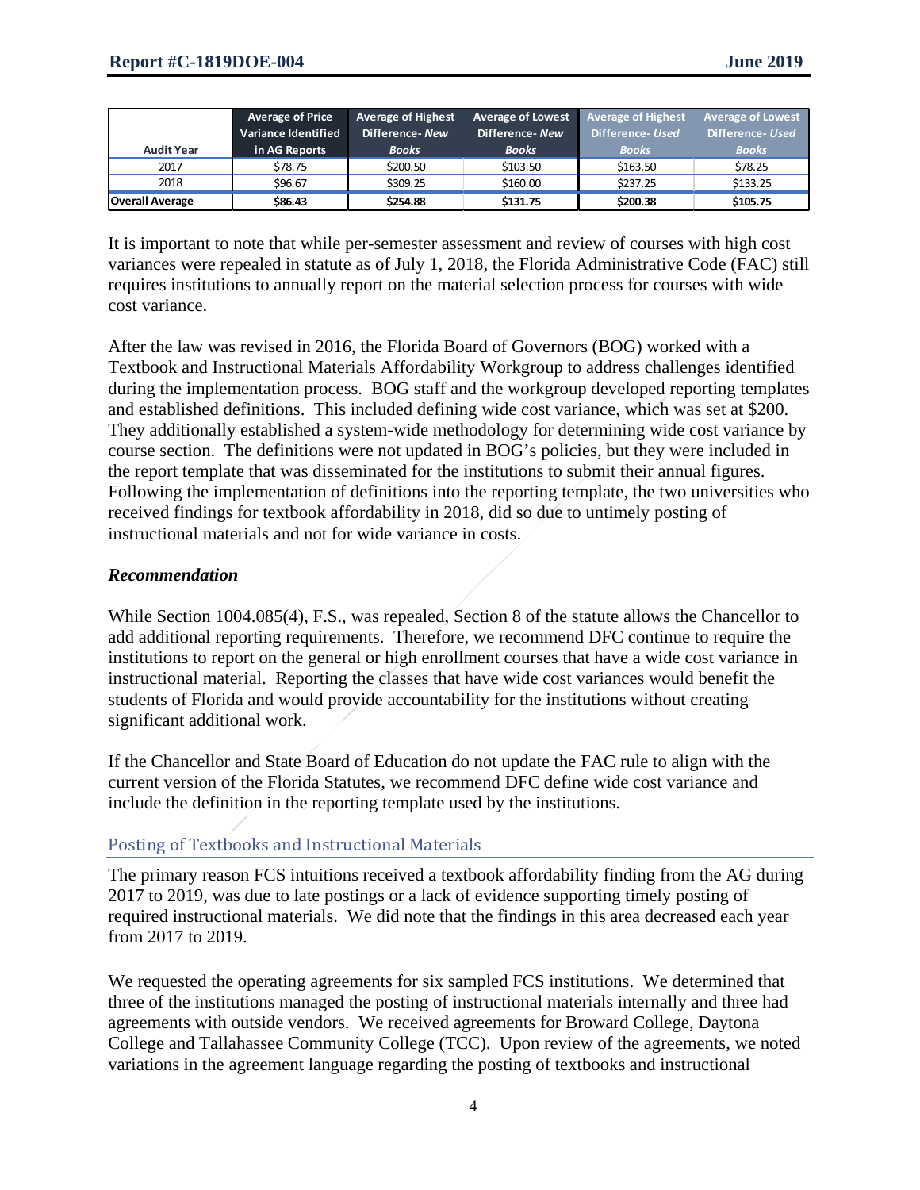| Audit Year | Average of Price Variance Identified in AG Reports | Average of Highest Difference- *New* Books | Average of Lowest Difference- *New* Books | Average of Highest Difference- *Used* Books | Average of Lowest Difference- *Used* Books |
|---|---|---|---|---|---|
| 2017 | $78.75 | $200.50 | $103.50 | $163.50 | $78.25 |
| 2018 | $96.67 | $309.25 | $160.00 | $237.25 | $133.25 |
| **Overall Average** | **$86.43** | **$254.88** | **$131.75** | **$200.38** | **$105.75** |

It is important to note that while per-semester assessment and review of courses with high cost variances were repealed in statute as of July 1, 2018, the Florida Administrative Code (FAC) still requires institutions to annually report on the material selection process for courses with wide cost variance.

After the law was revised in 2016, the Florida Board of Governors (BOG) worked with a Textbook and Instructional Materials Affordability Workgroup to address challenges identified during the implementation process. BOG staff and the workgroup developed reporting templates and established definitions. This included defining wide cost variance, which was set at $200. They additionally established a system-wide methodology for determining wide cost variance by course section. The definitions were not updated in BOG's policies, but they were included in the report template that was disseminated for the institutions to submit their annual figures. Following the implementation of definitions into the reporting template, the two universities who received findings for textbook affordability in 2018, did so due to untimely posting of instructional materials and not for wide variance in costs.

### *Recommendation*

While Section 1004.085(4), F.S., was repealed, Section 8 of the statute allows the Chancellor to add additional reporting requirements. Therefore, we recommend DFC continue to require the institutions to report on the general or high enrollment courses that have a wide cost variance in instructional material. Reporting the classes that have wide cost variances would benefit the students of Florida and would provide accountability for the institutions without creating significant additional work.

If the Chancellor and State Board of Education do not update the FAC rule to align with the current version of the Florida Statutes, we recommend DFC define wide cost variance and include the definition in the reporting template used by the institutions.

## Posting of Textbooks and Instructional Materials

The primary reason FCS intuitions received a textbook affordability finding from the AG during 2017 to 2019, was due to late postings or a lack of evidence supporting timely posting of required instructional materials. We did note that the findings in this area decreased each year from 2017 to 2019.

We requested the operating agreements for six sampled FCS institutions. We determined that three of the institutions managed the posting of instructional materials internally and three had agreements with outside vendors. We received agreements for Broward College, Daytona College and Tallahassee Community College (TCC). Upon review of the agreements, we noted variations in the agreement language regarding the posting of textbooks and instructional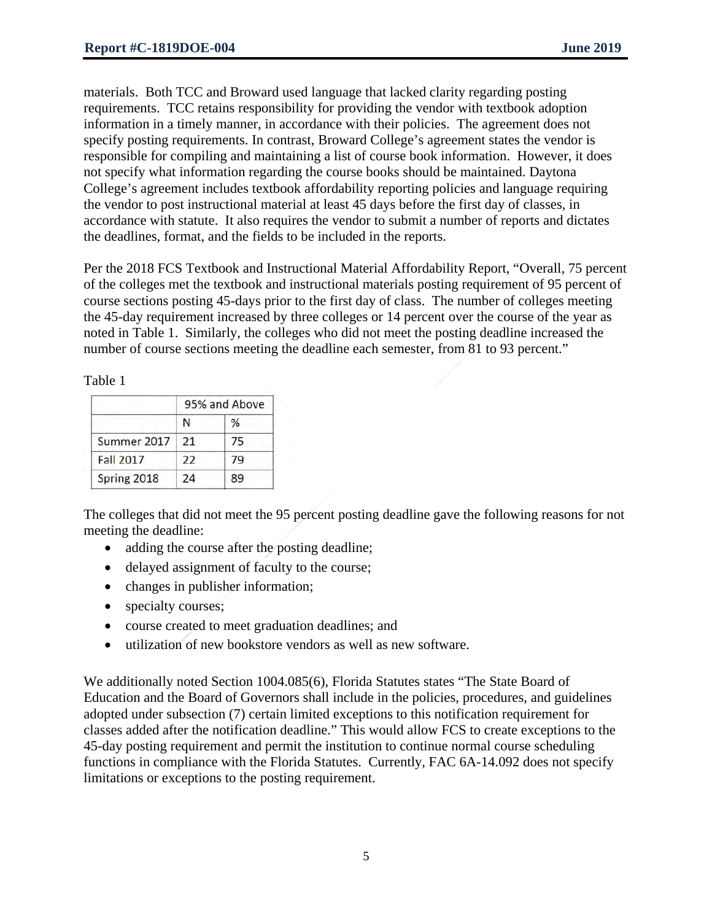materials. Both TCC and Broward used language that lacked clarity regarding posting requirements. TCC retains responsibility for providing the vendor with textbook adoption information in a timely manner, in accordance with their policies. The agreement does not specify posting requirements. In contrast, Broward College's agreement states the vendor is responsible for compiling and maintaining a list of course book information. However, it does not specify what information regarding the course books should be maintained. Daytona College's agreement includes textbook affordability reporting policies and language requiring the vendor to post instructional material at least 45 days before the first day of classes, in accordance with statute. It also requires the vendor to submit a number of reports and dictates the deadlines, format, and the fields to be included in the reports.

Per the 2018 FCS Textbook and Instructional Material Affordability Report, "Overall, 75 percent of the colleges met the textbook and instructional materials posting requirement of 95 percent of course sections posting 45-days prior to the first day of class. The number of colleges meeting the 45-day requirement increased by three colleges or 14 percent over the course of the year as noted in Table 1. Similarly, the colleges who did not meet the posting deadline increased the number of course sections meeting the deadline each semester, from 81 to 93 percent."

Table 1

| | 95% and Above | |
|---|---|---|
| | N | % |
| Summer 2017 | 21 | 75 |
| Fall 2017 | 22 | 79 |
| Spring 2018 | 24 | 89 |

The colleges that did not meet the 95 percent posting deadline gave the following reasons for not meeting the deadline:

- adding the course after the posting deadline;
- delayed assignment of faculty to the course;
- changes in publisher information;
- specialty courses;
- course created to meet graduation deadlines; and
- utilization of new bookstore vendors as well as new software.

We additionally noted Section 1004.085(6), Florida Statutes states "The State Board of Education and the Board of Governors shall include in the policies, procedures, and guidelines adopted under subsection (7) certain limited exceptions to this notification requirement for classes added after the notification deadline." This would allow FCS to create exceptions to the 45-day posting requirement and permit the institution to continue normal course scheduling functions in compliance with the Florida Statutes. Currently, FAC 6A-14.092 does not specify limitations or exceptions to the posting requirement.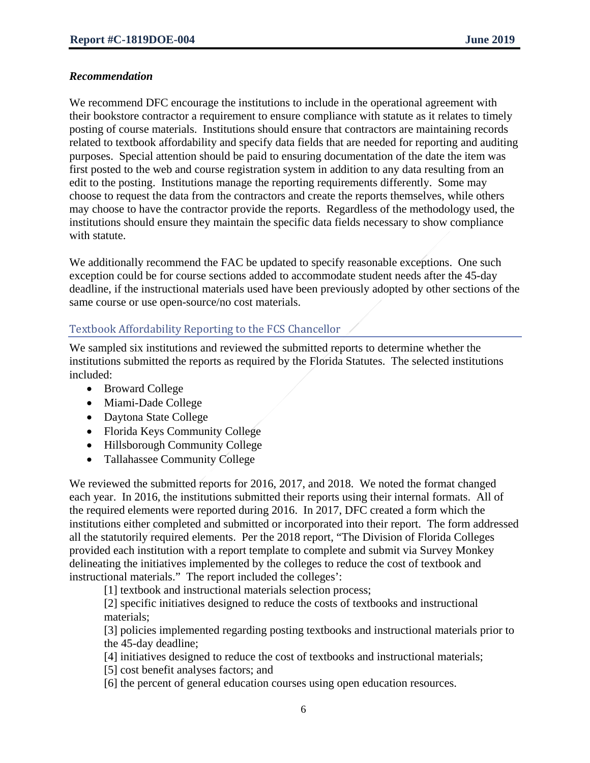*Recommendation*

We recommend DFC encourage the institutions to include in the operational agreement with their bookstore contractor a requirement to ensure compliance with statute as it relates to timely posting of course materials. Institutions should ensure that contractors are maintaining records related to textbook affordability and specify data fields that are needed for reporting and auditing purposes. Special attention should be paid to ensuring documentation of the date the item was first posted to the web and course registration system in addition to any data resulting from an edit to the posting. Institutions manage the reporting requirements differently. Some may choose to request the data from the contractors and create the reports themselves, while others may choose to have the contractor provide the reports. Regardless of the methodology used, the institutions should ensure they maintain the specific data fields necessary to show compliance with statute.

We additionally recommend the FAC be updated to specify reasonable exceptions. One such exception could be for course sections added to accommodate student needs after the 45-day deadline, if the instructional materials used have been previously adopted by other sections of the same course or use open-source/no cost materials.

## Textbook Affordability Reporting to the FCS Chancellor

We sampled six institutions and reviewed the submitted reports to determine whether the institutions submitted the reports as required by the Florida Statutes. The selected institutions included:

- Broward College
- Miami-Dade College
- Daytona State College
- Florida Keys Community College
- Hillsborough Community College
- Tallahassee Community College

We reviewed the submitted reports for 2016, 2017, and 2018. We noted the format changed each year. In 2016, the institutions submitted their reports using their internal formats. All of the required elements were reported during 2016. In 2017, DFC created a form which the institutions either completed and submitted or incorporated into their report. The form addressed all the statutorily required elements. Per the 2018 report, "The Division of Florida Colleges provided each institution with a report template to complete and submit via Survey Monkey delineating the initiatives implemented by the colleges to reduce the cost of textbook and instructional materials." The report included the colleges':

[1] textbook and instructional materials selection process;

[2] specific initiatives designed to reduce the costs of textbooks and instructional materials;

[3] policies implemented regarding posting textbooks and instructional materials prior to the 45-day deadline;

[4] initiatives designed to reduce the cost of textbooks and instructional materials;

[5] cost benefit analyses factors; and

[6] the percent of general education courses using open education resources.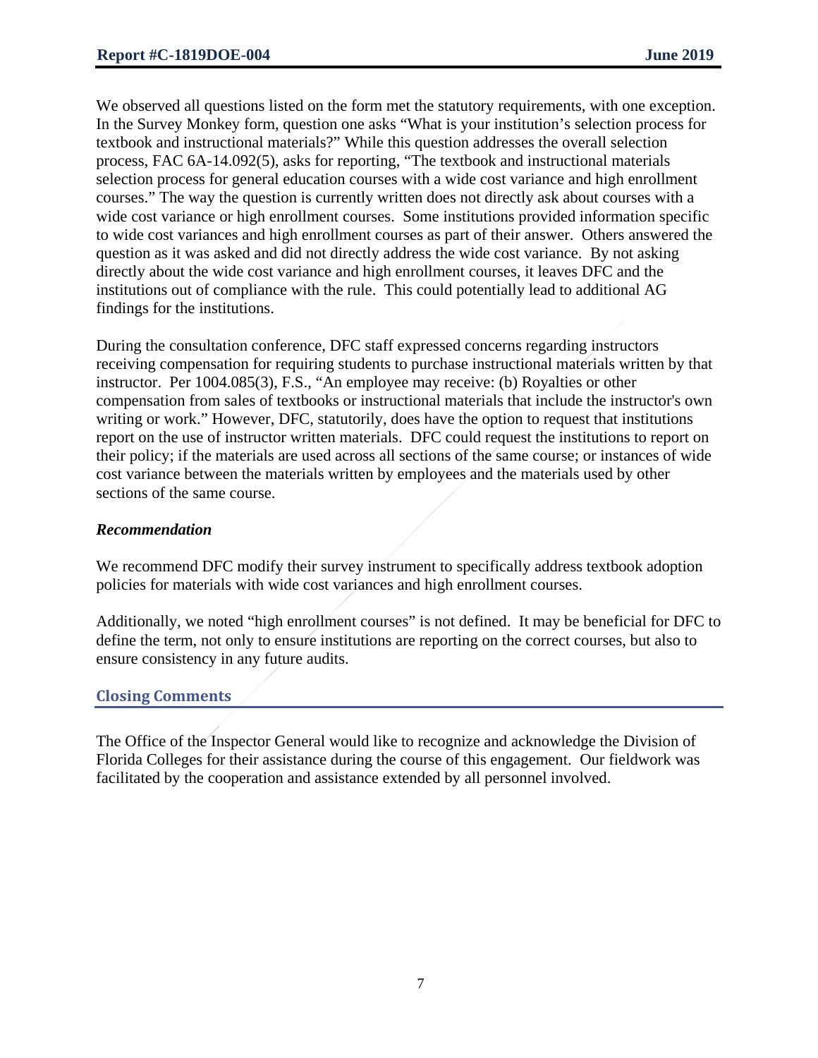We observed all questions listed on the form met the statutory requirements, with one exception. In the Survey Monkey form, question one asks "What is your institution's selection process for textbook and instructional materials?" While this question addresses the overall selection process, FAC 6A-14.092(5), asks for reporting, "The textbook and instructional materials selection process for general education courses with a wide cost variance and high enrollment courses." The way the question is currently written does not directly ask about courses with a wide cost variance or high enrollment courses. Some institutions provided information specific to wide cost variances and high enrollment courses as part of their answer. Others answered the question as it was asked and did not directly address the wide cost variance. By not asking directly about the wide cost variance and high enrollment courses, it leaves DFC and the institutions out of compliance with the rule. This could potentially lead to additional AG findings for the institutions.

During the consultation conference, DFC staff expressed concerns regarding instructors receiving compensation for requiring students to purchase instructional materials written by that instructor. Per 1004.085(3), F.S., "An employee may receive: (b) Royalties or other compensation from sales of textbooks or instructional materials that include the instructor's own writing or work." However, DFC, statutorily, does have the option to request that institutions report on the use of instructor written materials. DFC could request the institutions to report on their policy; if the materials are used across all sections of the same course; or instances of wide cost variance between the materials written by employees and the materials used by other sections of the same course.

***Recommendation***

We recommend DFC modify their survey instrument to specifically address textbook adoption policies for materials with wide cost variances and high enrollment courses.

Additionally, we noted "high enrollment courses" is not defined. It may be beneficial for DFC to define the term, not only to ensure institutions are reporting on the correct courses, but also to ensure consistency in any future audits.

## Closing Comments

The Office of the Inspector General would like to recognize and acknowledge the Division of Florida Colleges for their assistance during the course of this engagement. Our fieldwork was facilitated by the cooperation and assistance extended by all personnel involved.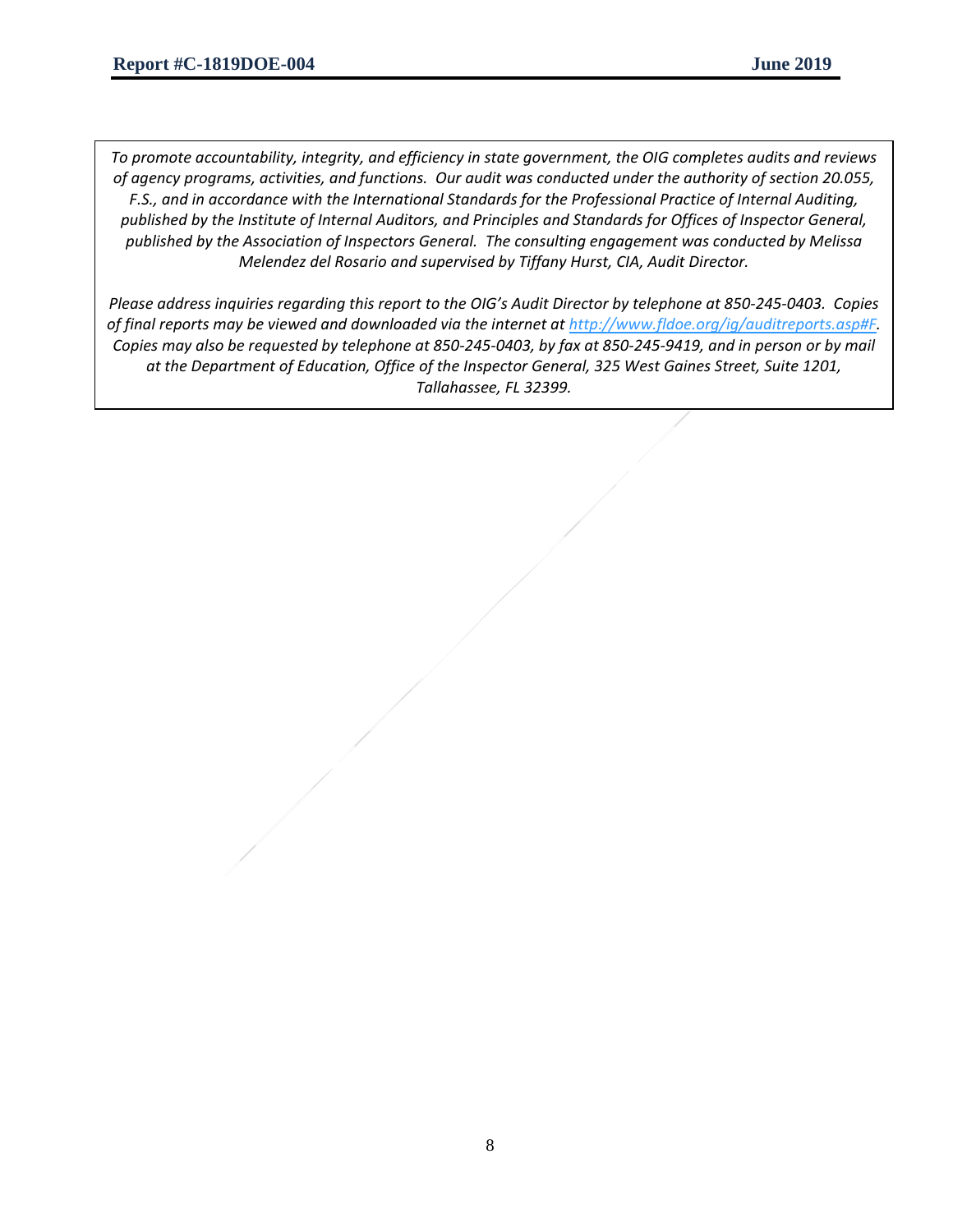*To promote accountability, integrity, and efficiency in state government, the OIG completes audits and reviews of agency programs, activities, and functions. Our audit was conducted under the authority of section 20.055, F.S., and in accordance with the International Standards for the Professional Practice of Internal Auditing, published by the Institute of Internal Auditors, and Principles and Standards for Offices of Inspector General, published by the Association of Inspectors General. The consulting engagement was conducted by Melissa Melendez del Rosario and supervised by Tiffany Hurst, CIA, Audit Director.*

*Please address inquiries regarding this report to the OIG's Audit Director by telephone at 850-245-0403. Copies of final reports may be viewed and downloaded via the internet at [http://www.fldoe.org/ig/auditreports.asp#F](http://www.fldoe.org/ig/auditreports.asp#F). Copies may also be requested by telephone at 850-245-0403, by fax at 850-245-9419, and in person or by mail at the Department of Education, Office of the Inspector General, 325 West Gaines Street, Suite 1201, Tallahassee, FL 32399.*